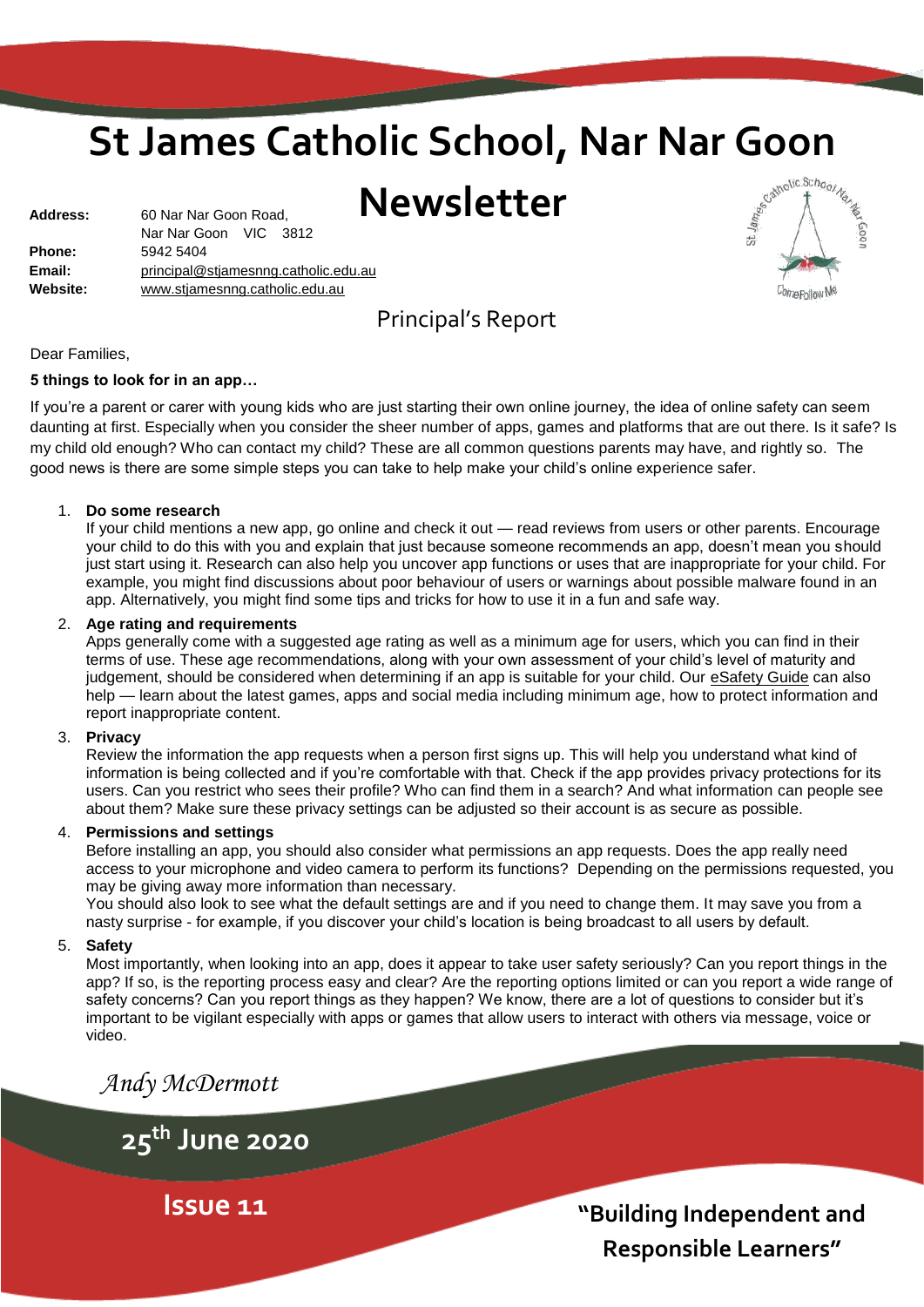# St James Catholic School, Nar Nar Goon

# Newsletter

**Address:** 60 Nar Nar Goon Road,
Nar Nar Goon VIC 3812
**Phone:** 5942 5404
**Email:** principal@stjamesnng.catholic.edu.au
**Website:** www.stjamesnng.catholic.edu.au

## Principal's Report

Dear Families,

**5 things to look for in an app…**

If you're a parent or carer with young kids who are just starting their own online journey, the idea of online safety can seem daunting at first. Especially when you consider the sheer number of apps, games and platforms that are out there. Is it safe? Is my child old enough? Who can contact my child? These are all common questions parents may have, and rightly so. The good news is there are some simple steps you can take to help make your child's online experience safer.

1. **Do some research**
   If your child mentions a new app, go online and check it out — read reviews from users or other parents. Encourage your child to do this with you and explain that just because someone recommends an app, doesn't mean you should just start using it. Research can also help you uncover app functions or uses that are inappropriate for your child. For example, you might find discussions about poor behaviour of users or warnings about possible malware found in an app. Alternatively, you might find some tips and tricks for how to use it in a fun and safe way.
2. **Age rating and requirements**
   Apps generally come with a suggested age rating as well as a minimum age for users, which you can find in their terms of use. These age recommendations, along with your own assessment of your child's level of maturity and judgement, should be considered when determining if an app is suitable for your child. Our eSafety Guide can also help — learn about the latest games, apps and social media including minimum age, how to protect information and report inappropriate content.
3. **Privacy**
   Review the information the app requests when a person first signs up. This will help you understand what kind of information is being collected and if you're comfortable with that. Check if the app provides privacy protections for its users. Can you restrict who sees their profile? Who can find them in a search? And what information can people see about them? Make sure these privacy settings can be adjusted so their account is as secure as possible.
4. **Permissions and settings**
   Before installing an app, you should also consider what permissions an app requests. Does the app really need access to your microphone and video camera to perform its functions? Depending on the permissions requested, you may be giving away more information than necessary.
   You should also look to see what the default settings are and if you need to change them. It may save you from a nasty surprise - for example, if you discover your child's location is being broadcast to all users by default.
5. **Safety**
   Most importantly, when looking into an app, does it appear to take user safety seriously? Can you report things in the app? If so, is the reporting process easy and clear? Are the reporting options limited or can you report a wide range of safety concerns? Can you report things as they happen? We know, there are a lot of questions to consider but it's important to be vigilant especially with apps or games that allow users to interact with others via message, voice or video.

*Andy McDermott*

**25th June 2020**

**Issue 11**

**"Building Independent and Responsible Learners"**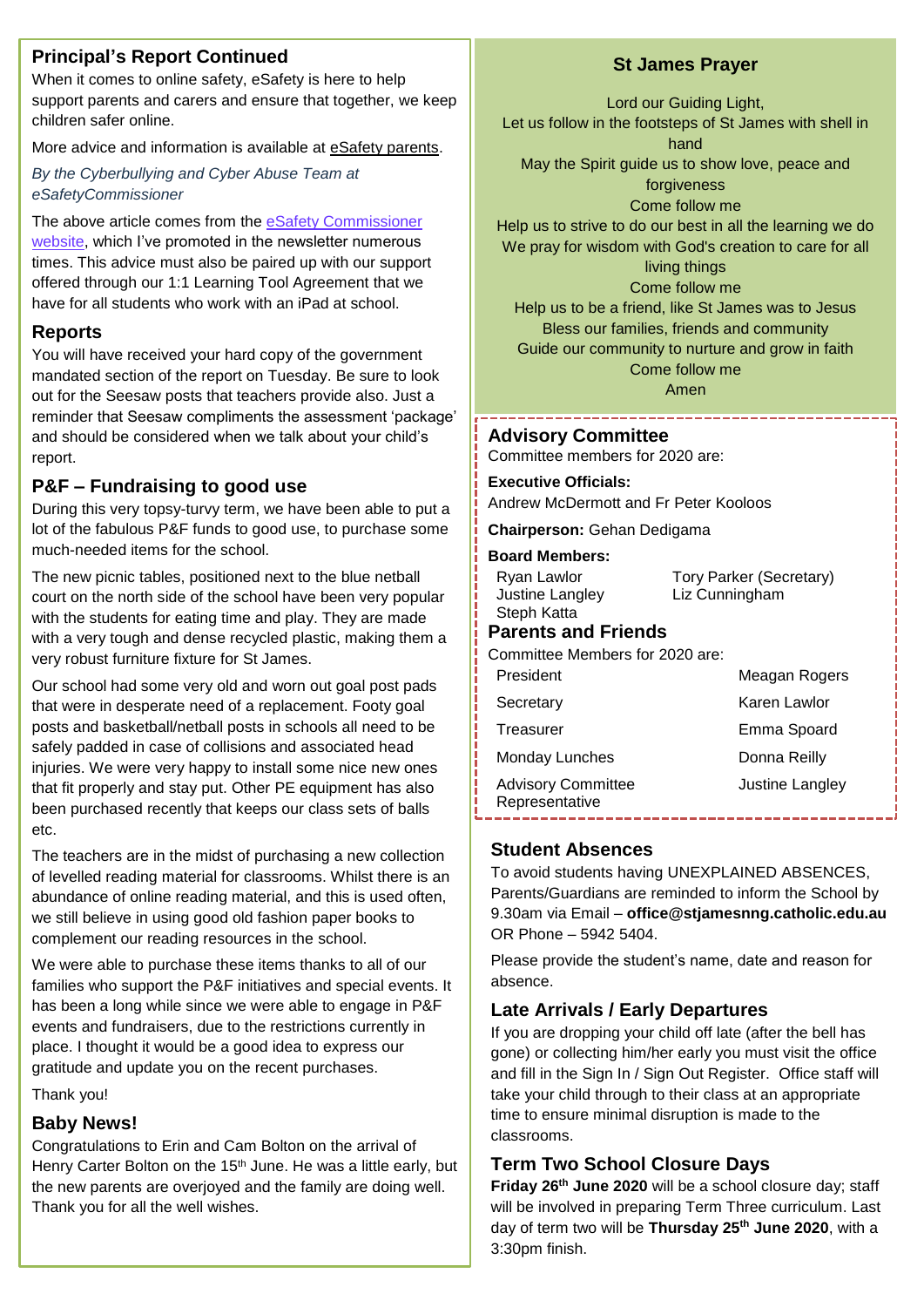## Principal's Report Continued

When it comes to online safety, eSafety is here to help support parents and carers and ensure that together, we keep children safer online.

More advice and information is available at eSafety parents.

*By the Cyberbullying and Cyber Abuse Team at eSafetyCommissioner*

The above article comes from the eSafety Commissioner website, which I've promoted in the newsletter numerous times. This advice must also be paired up with our support offered through our 1:1 Learning Tool Agreement that we have for all students who work with an iPad at school.

## Reports

You will have received your hard copy of the government mandated section of the report on Tuesday. Be sure to look out for the Seesaw posts that teachers provide also. Just a reminder that Seesaw compliments the assessment 'package' and should be considered when we talk about your child's report.

## P&F – Fundraising to good use

During this very topsy-turvy term, we have been able to put a lot of the fabulous P&F funds to good use, to purchase some much-needed items for the school.

The new picnic tables, positioned next to the blue netball court on the north side of the school have been very popular with the students for eating time and play. They are made with a very tough and dense recycled plastic, making them a very robust furniture fixture for St James.

Our school had some very old and worn out goal post pads that were in desperate need of a replacement. Footy goal posts and basketball/netball posts in schools all need to be safely padded in case of collisions and associated head injuries. We were very happy to install some nice new ones that fit properly and stay put. Other PE equipment has also been purchased recently that keeps our class sets of balls etc.

The teachers are in the midst of purchasing a new collection of levelled reading material for classrooms. Whilst there is an abundance of online reading material, and this is used often, we still believe in using good old fashion paper books to complement our reading resources in the school.

We were able to purchase these items thanks to all of our families who support the P&F initiatives and special events. It has been a long while since we were able to engage in P&F events and fundraisers, due to the restrictions currently in place. I thought it would be a good idea to express our gratitude and update you on the recent purchases.

Thank you!

## Baby News!

Congratulations to Erin and Cam Bolton on the arrival of Henry Carter Bolton on the 15th June. He was a little early, but the new parents are overjoyed and the family are doing well. Thank you for all the well wishes.

## St James Prayer

Lord our Guiding Light,
Let us follow in the footsteps of St James with shell in hand
May the Spirit guide us to show love, peace and forgiveness
Come follow me
Help us to strive to do our best in all the learning we do
We pray for wisdom with God's creation to care for all living things
Come follow me
Help us to be a friend, like St James was to Jesus
Bless our families, friends and community
Guide our community to nurture and grow in faith
Come follow me
Amen

## Advisory Committee

Committee members for 2020 are:

**Executive Officials:**
Andrew McDermott and Fr Peter Kooloos

**Chairperson:** Gehan Dedigama

**Board Members:**

| | |
|---|---|
| Ryan Lawlor | Tory Parker (Secretary) |
| Justine Langley | Liz Cunningham |
| Steph Katta | |

## Parents and Friends

Committee Members for 2020 are:

| | |
|---|---|
| President | Meagan Rogers |
| Secretary | Karen Lawlor |
| Treasurer | Emma Spoard |
| Monday Lunches | Donna Reilly |
| Advisory Committee Representative | Justine Langley |

## Student Absences

To avoid students having UNEXPLAINED ABSENCES, Parents/Guardians are reminded to inform the School by 9.30am via Email – **office@stjamesnng.catholic.edu.au** OR Phone – 5942 5404.

Please provide the student's name, date and reason for absence.

## Late Arrivals / Early Departures

If you are dropping your child off late (after the bell has gone) or collecting him/her early you must visit the office and fill in the Sign In / Sign Out Register. Office staff will take your child through to their class at an appropriate time to ensure minimal disruption is made to the classrooms.

## Term Two School Closure Days

**Friday 26th June 2020** will be a school closure day; staff will be involved in preparing Term Three curriculum. Last day of term two will be **Thursday 25th June 2020**, with a 3:30pm finish.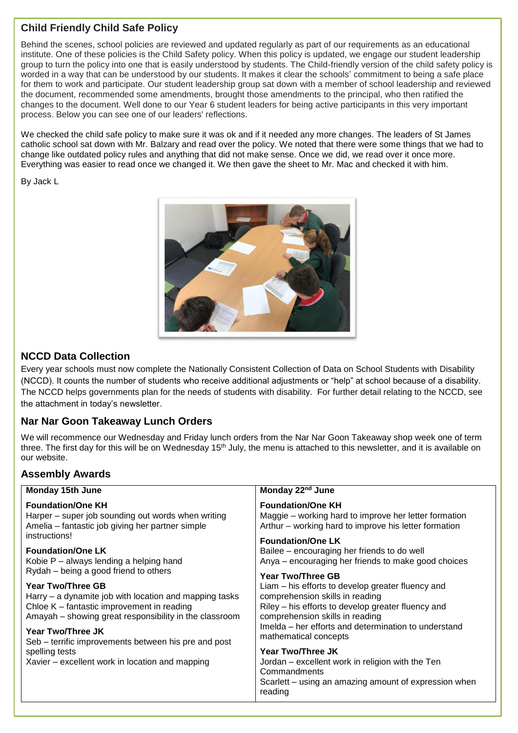## Child Friendly Child Safe Policy

Behind the scenes, school policies are reviewed and updated regularly as part of our requirements as an educational institute. One of these policies is the Child Safety policy. When this policy is updated, we engage our student leadership group to turn the policy into one that is easily understood by students. The Child-friendly version of the child safety policy is worded in a way that can be understood by our students. It makes it clear the schools' commitment to being a safe place for them to work and participate. Our student leadership group sat down with a member of school leadership and reviewed the document, recommended some amendments, brought those amendments to the principal, who then ratified the changes to the document. Well done to our Year 6 student leaders for being active participants in this very important process. Below you can see one of our leaders' reflections.

We checked the child safe policy to make sure it was ok and if it needed any more changes. The leaders of St James catholic school sat down with Mr. Balzary and read over the policy. We noted that there were some things that we had to change like outdated policy rules and anything that did not make sense. Once we did, we read over it once more. Everything was easier to read once we changed it. We then gave the sheet to Mr. Mac and checked it with him.

By Jack L

## NCCD Data Collection

Every year schools must now complete the Nationally Consistent Collection of Data on School Students with Disability (NCCD). It counts the number of students who receive additional adjustments or "help" at school because of a disability. The NCCD helps governments plan for the needs of students with disability. For further detail relating to the NCCD, see the attachment in today's newsletter.

## Nar Nar Goon Takeaway Lunch Orders

We will recommence our Wednesday and Friday lunch orders from the Nar Nar Goon Takeaway shop week one of term three. The first day for this will be on Wednesday 15th July, the menu is attached to this newsletter, and it is available on our website.

## Assembly Awards

| **Monday 15th June** | **Monday 22nd June** |
|---|---|
| **Foundation/One KH**<br>Harper – super job sounding out words when writing<br>Amelia – fantastic job giving her partner simple instructions!<br><br>**Foundation/One LK**<br>Kobie P – always lending a helping hand<br>Rydah – being a good friend to others<br><br>**Year Two/Three GB**<br>Harry – a dynamite job with location and mapping tasks<br>Chloe K – fantastic improvement in reading<br>Amayah – showing great responsibility in the classroom<br><br>**Year Two/Three JK**<br>Seb – terrific improvements between his pre and post spelling tests<br>Xavier – excellent work in location and mapping | **Foundation/One KH**<br>Maggie – working hard to improve her letter formation<br>Arthur – working hard to improve his letter formation<br><br>**Foundation/One LK**<br>Bailee – encouraging her friends to do well<br>Anya – encouraging her friends to make good choices<br><br>**Year Two/Three GB**<br>Liam – his efforts to develop greater fluency and comprehension skills in reading<br>Riley – his efforts to develop greater fluency and comprehension skills in reading<br>Imelda – her efforts and determination to understand mathematical concepts<br><br>**Year Two/Three JK**<br>Jordan – excellent work in religion with the Ten Commandments<br>Scarlett – using an amazing amount of expression when reading |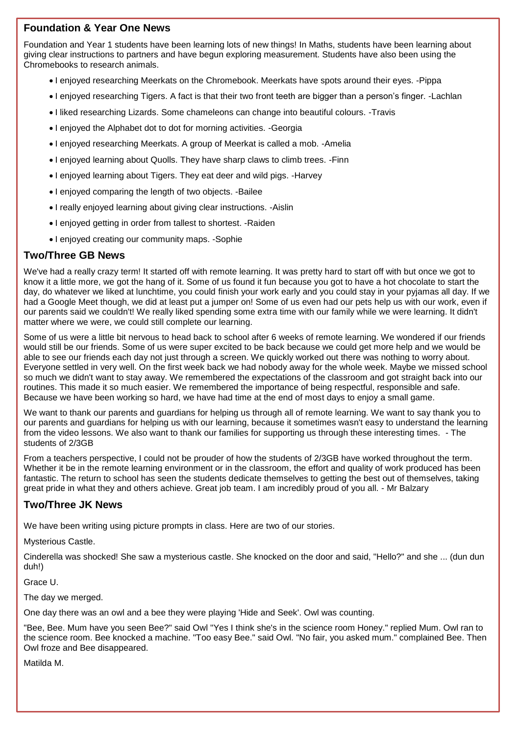## Foundation & Year One News

Foundation and Year 1 students have been learning lots of new things! In Maths, students have been learning about giving clear instructions to partners and have begun exploring measurement. Students have also been using the Chromebooks to research animals.

- I enjoyed researching Meerkats on the Chromebook. Meerkats have spots around their eyes. -Pippa
- I enjoyed researching Tigers. A fact is that their two front teeth are bigger than a person's finger. -Lachlan
- I liked researching Lizards. Some chameleons can change into beautiful colours. -Travis
- I enjoyed the Alphabet dot to dot for morning activities. -Georgia
- I enjoyed researching Meerkats. A group of Meerkat is called a mob. -Amelia
- I enjoyed learning about Quolls. They have sharp claws to climb trees. -Finn
- I enjoyed learning about Tigers. They eat deer and wild pigs. -Harvey
- I enjoyed comparing the length of two objects. -Bailee
- I really enjoyed learning about giving clear instructions. -Aislin
- I enjoyed getting in order from tallest to shortest. -Raiden
- I enjoyed creating our community maps. -Sophie

## Two/Three GB News

We've had a really crazy term! It started off with remote learning. It was pretty hard to start off with but once we got to know it a little more, we got the hang of it. Some of us found it fun because you got to have a hot chocolate to start the day, do whatever we liked at lunchtime, you could finish your work early and you could stay in your pyjamas all day. If we had a Google Meet though, we did at least put a jumper on! Some of us even had our pets help us with our work, even if our parents said we couldn't! We really liked spending some extra time with our family while we were learning. It didn't matter where we were, we could still complete our learning.

Some of us were a little bit nervous to head back to school after 6 weeks of remote learning. We wondered if our friends would still be our friends. Some of us were super excited to be back because we could get more help and we would be able to see our friends each day not just through a screen. We quickly worked out there was nothing to worry about. Everyone settled in very well. On the first week back we had nobody away for the whole week. Maybe we missed school so much we didn't want to stay away. We remembered the expectations of the classroom and got straight back into our routines. This made it so much easier. We remembered the importance of being respectful, responsible and safe. Because we have been working so hard, we have had time at the end of most days to enjoy a small game.

We want to thank our parents and guardians for helping us through all of remote learning. We want to say thank you to our parents and guardians for helping us with our learning, because it sometimes wasn't easy to understand the learning from the video lessons. We also want to thank our families for supporting us through these interesting times. - The students of 2/3GB

From a teachers perspective, I could not be prouder of how the students of 2/3GB have worked throughout the term. Whether it be in the remote learning environment or in the classroom, the effort and quality of work produced has been fantastic. The return to school has seen the students dedicate themselves to getting the best out of themselves, taking great pride in what they and others achieve. Great job team. I am incredibly proud of you all. - Mr Balzary

## Two/Three JK News

We have been writing using picture prompts in class. Here are two of our stories.

Mysterious Castle.

Cinderella was shocked! She saw a mysterious castle. She knocked on the door and said, "Hello?" and she ... (dun dun duh!)

Grace U.

The day we merged.

One day there was an owl and a bee they were playing 'Hide and Seek'. Owl was counting.

"Bee, Bee. Mum have you seen Bee?" said Owl "Yes I think she's in the science room Honey." replied Mum. Owl ran to the science room. Bee knocked a machine. "Too easy Bee." said Owl. "No fair, you asked mum." complained Bee. Then Owl froze and Bee disappeared.

Matilda M.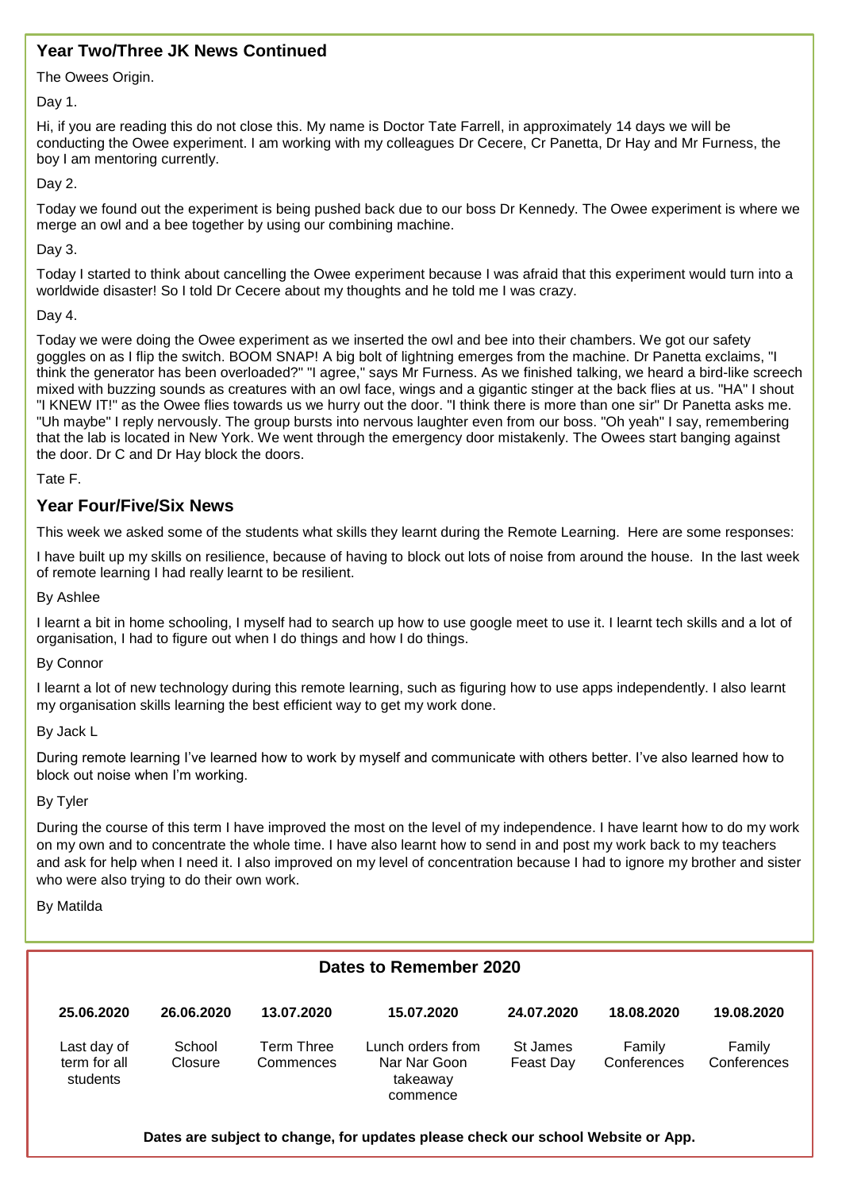## Year Two/Three JK News Continued

The Owees Origin.

Day 1.

Hi, if you are reading this do not close this. My name is Doctor Tate Farrell, in approximately 14 days we will be conducting the Owee experiment. I am working with my colleagues Dr Cecere, Cr Panetta, Dr Hay and Mr Furness, the boy I am mentoring currently.

Day 2.

Today we found out the experiment is being pushed back due to our boss Dr Kennedy. The Owee experiment is where we merge an owl and a bee together by using our combining machine.

Day 3.

Today I started to think about cancelling the Owee experiment because I was afraid that this experiment would turn into a worldwide disaster! So I told Dr Cecere about my thoughts and he told me I was crazy.

Day 4.

Today we were doing the Owee experiment as we inserted the owl and bee into their chambers. We got our safety goggles on as I flip the switch. BOOM SNAP! A big bolt of lightning emerges from the machine. Dr Panetta exclaims, "I think the generator has been overloaded?" "I agree," says Mr Furness. As we finished talking, we heard a bird-like screech mixed with buzzing sounds as creatures with an owl face, wings and a gigantic stinger at the back flies at us. "HA" I shout "I KNEW IT!" as the Owee flies towards us we hurry out the door. "I think there is more than one sir" Dr Panetta asks me. "Uh maybe" I reply nervously. The group bursts into nervous laughter even from our boss. "Oh yeah" I say, remembering that the lab is located in New York. We went through the emergency door mistakenly. The Owees start banging against the door. Dr C and Dr Hay block the doors.

Tate F.

## Year Four/Five/Six News

This week we asked some of the students what skills they learnt during the Remote Learning. Here are some responses:

I have built up my skills on resilience, because of having to block out lots of noise from around the house. In the last week of remote learning I had really learnt to be resilient.

By Ashlee

I learnt a bit in home schooling, I myself had to search up how to use google meet to use it. I learnt tech skills and a lot of organisation, I had to figure out when I do things and how I do things.

By Connor

I learnt a lot of new technology during this remote learning, such as figuring how to use apps independently. I also learnt my organisation skills learning the best efficient way to get my work done.

By Jack L

During remote learning I've learned how to work by myself and communicate with others better. I've also learned how to block out noise when I'm working.

By Tyler

During the course of this term I have improved the most on the level of my independence. I have learnt how to do my work on my own and to concentrate the whole time. I have also learnt how to send in and post my work back to my teachers and ask for help when I need it. I also improved on my level of concentration because I had to ignore my brother and sister who were also trying to do their own work.

By Matilda

## Dates to Remember 2020

| 25.06.2020 | 26.06.2020 | 13.07.2020 | 15.07.2020 | 24.07.2020 | 18.08.2020 | 19.08.2020 |
|---|---|---|---|---|---|---|
| Last day of term for all students | School Closure | Term Three Commences | Lunch orders from Nar Nar Goon takeaway commence | St James Feast Day | Family Conferences | Family Conferences |

**Dates are subject to change, for updates please check our school Website or App.**